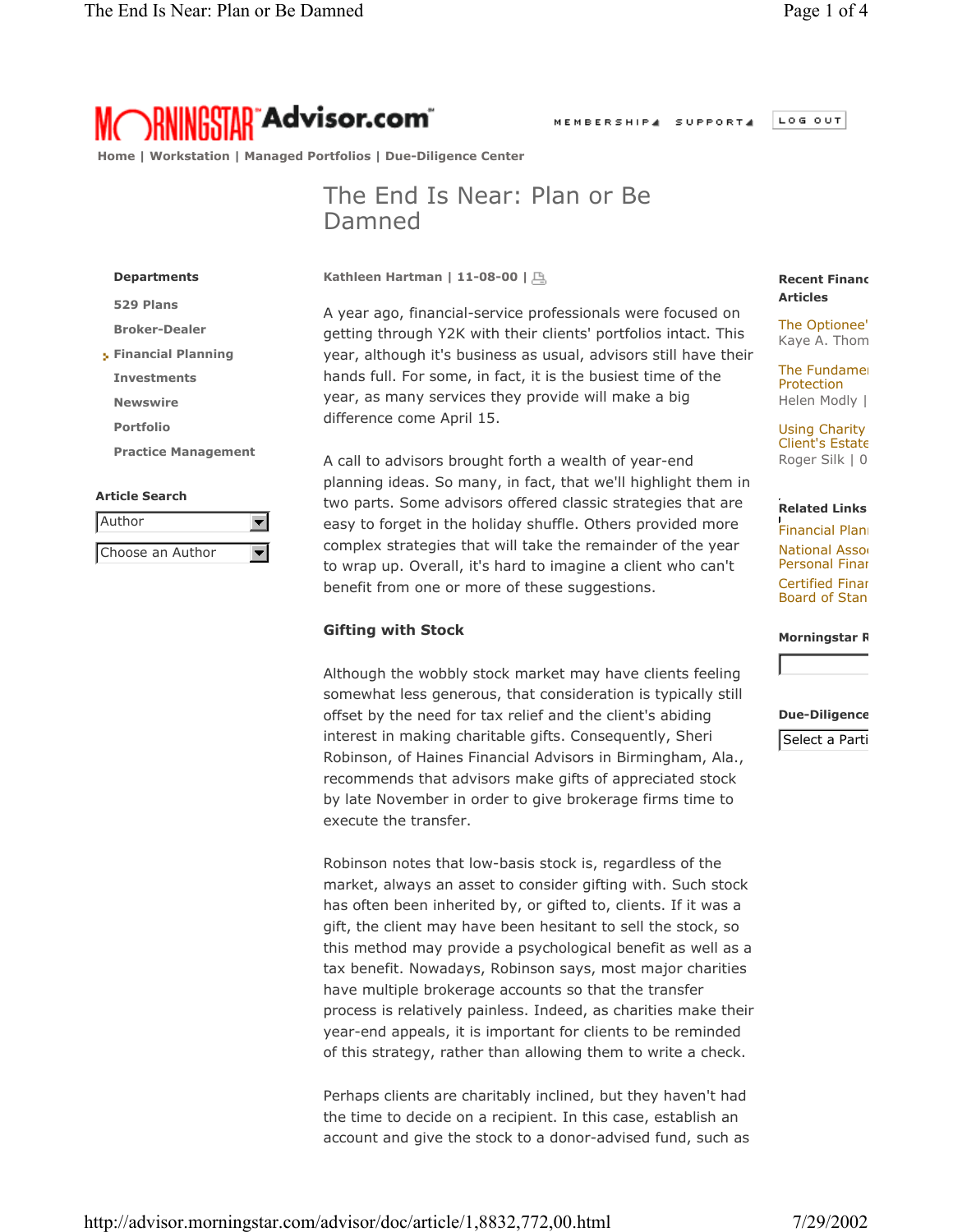# The End Is Near: Plan or Be Damned

Kathleen Hartman | 11-08-00 |

A year ago, financial-service professionals were focused on getting through Y2K with their clients' portfolios intact. This year, although it's business as usual, advisors still have their hands full. For some, in fact, it is the busiest time of the year, as many services they provide will make a big difference come April 15.

A call to advisors brought forth a wealth of year-end planning ideas. So many, in fact, that we'll highlight them in two parts. Some advisors offered classic strategies that are easy to forget in the holiday shuffle. Others provided more complex strategies that will take the remainder of the year to wrap up. Overall, it's hard to imagine a client who can't benefit from one or more of these suggestions.

## Gifting with Stock

Although the wobbly stock market may have clients feeling somewhat less generous, that consideration is typically still offset by the need for tax relief and the client's abiding interest in making charitable gifts. Consequently, Sheri Robinson, of Haines Financial Advisors in Birmingham, Ala., recommends that advisors make gifts of appreciated stock by late November in order to give brokerage firms time to execute the transfer.

Robinson notes that low-basis stock is, regardless of the market, always an asset to consider gifting with. Such stock has often been inherited by, or gifted to, clients. If it was a gift, the client may have been hesitant to sell the stock, so this method may provide a psychological benefit as well as a tax benefit. Nowadays, Robinson says, most major charities have multiple brokerage accounts so that the transfer process is relatively painless. Indeed, as charities make their year-end appeals, it is important for clients to be reminded of this strategy, rather than allowing them to write a check.

Perhaps clients are charitably inclined, but they haven't had the time to decide on a recipient. In this case, establish an account and give the stock to a donor-advised fund, such as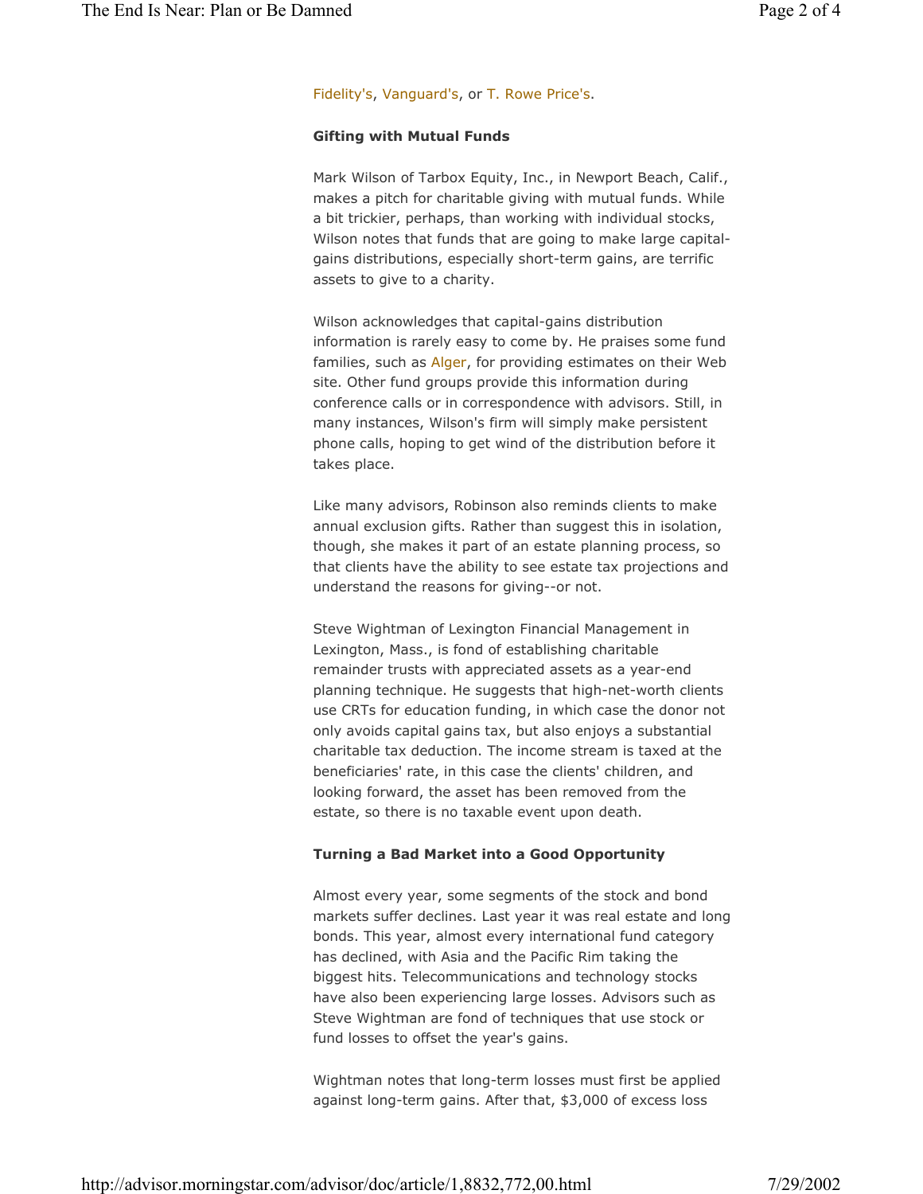Fidelity's, Vanguard's, or T. Rowe Price's.

**Gifting with Mutual Funds**

Mark Wilson of Tarbox Equity, Inc., in Newport Beach, Calif., makes a pitch for charitable giving with mutual funds. While a bit trickier, perhaps, than working with individual stocks, Wilson notes that funds that are going to make large capital-gains distributions, especially short-term gains, are terrific assets to give to a charity.

Wilson acknowledges that capital-gains distribution information is rarely easy to come by. He praises some fund families, such as Alger, for providing estimates on their Web site. Other fund groups provide this information during conference calls or in correspondence with advisors. Still, in many instances, Wilson's firm will simply make persistent phone calls, hoping to get wind of the distribution before it takes place.

Like many advisors, Robinson also reminds clients to make annual exclusion gifts. Rather than suggest this in isolation, though, she makes it part of an estate planning process, so that clients have the ability to see estate tax projections and understand the reasons for giving--or not.

Steve Wightman of Lexington Financial Management in Lexington, Mass., is fond of establishing charitable remainder trusts with appreciated assets as a year-end planning technique. He suggests that high-net-worth clients use CRTs for education funding, in which case the donor not only avoids capital gains tax, but also enjoys a substantial charitable tax deduction. The income stream is taxed at the beneficiaries' rate, in this case the clients' children, and looking forward, the asset has been removed from the estate, so there is no taxable event upon death.

**Turning a Bad Market into a Good Opportunity**

Almost every year, some segments of the stock and bond markets suffer declines. Last year it was real estate and long bonds. This year, almost every international fund category has declined, with Asia and the Pacific Rim taking the biggest hits. Telecommunications and technology stocks have also been experiencing large losses. Advisors such as Steve Wightman are fond of techniques that use stock or fund losses to offset the year's gains.

Wightman notes that long-term losses must first be applied against long-term gains. After that, $3,000 of excess loss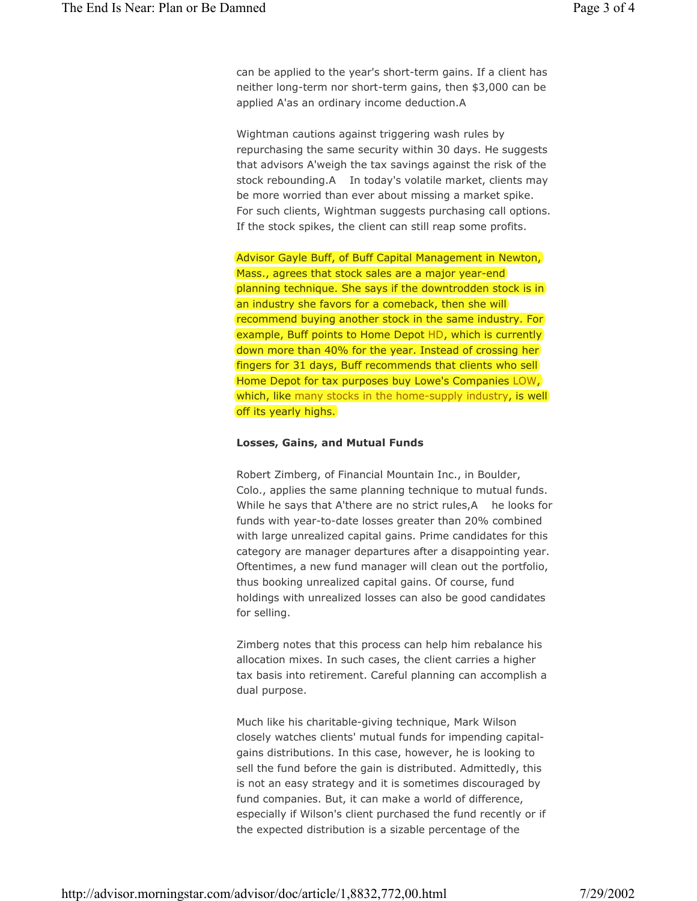can be applied to the year's short-term gains. If a client has neither long-term nor short-term gains, then $3,000 can be applied A'as an ordinary income deduction.A

Wightman cautions against triggering wash rules by repurchasing the same security within 30 days. He suggests that advisors A'weigh the tax savings against the risk of the stock rebounding.A  In today's volatile market, clients may be more worried than ever about missing a market spike. For such clients, Wightman suggests purchasing call options. If the stock spikes, the client can still reap some profits.

Advisor Gayle Buff, of Buff Capital Management in Newton, Mass., agrees that stock sales are a major year-end planning technique. She says if the downtrodden stock is in an industry she favors for a comeback, then she will recommend buying another stock in the same industry. For example, Buff points to Home Depot HD, which is currently down more than 40% for the year. Instead of crossing her fingers for 31 days, Buff recommends that clients who sell Home Depot for tax purposes buy Lowe's Companies LOW, which, like many stocks in the home-supply industry, is well off its yearly highs.

**Losses, Gains, and Mutual Funds**

Robert Zimberg, of Financial Mountain Inc., in Boulder, Colo., applies the same planning technique to mutual funds. While he says that A'there are no strict rules,A  he looks for funds with year-to-date losses greater than 20% combined with large unrealized capital gains. Prime candidates for this category are manager departures after a disappointing year. Oftentimes, a new fund manager will clean out the portfolio, thus booking unrealized capital gains. Of course, fund holdings with unrealized losses can also be good candidates for selling.

Zimberg notes that this process can help him rebalance his allocation mixes. In such cases, the client carries a higher tax basis into retirement. Careful planning can accomplish a dual purpose.

Much like his charitable-giving technique, Mark Wilson closely watches clients' mutual funds for impending capital-gains distributions. In this case, however, he is looking to sell the fund before the gain is distributed. Admittedly, this is not an easy strategy and it is sometimes discouraged by fund companies. But, it can make a world of difference, especially if Wilson's client purchased the fund recently or if the expected distribution is a sizable percentage of the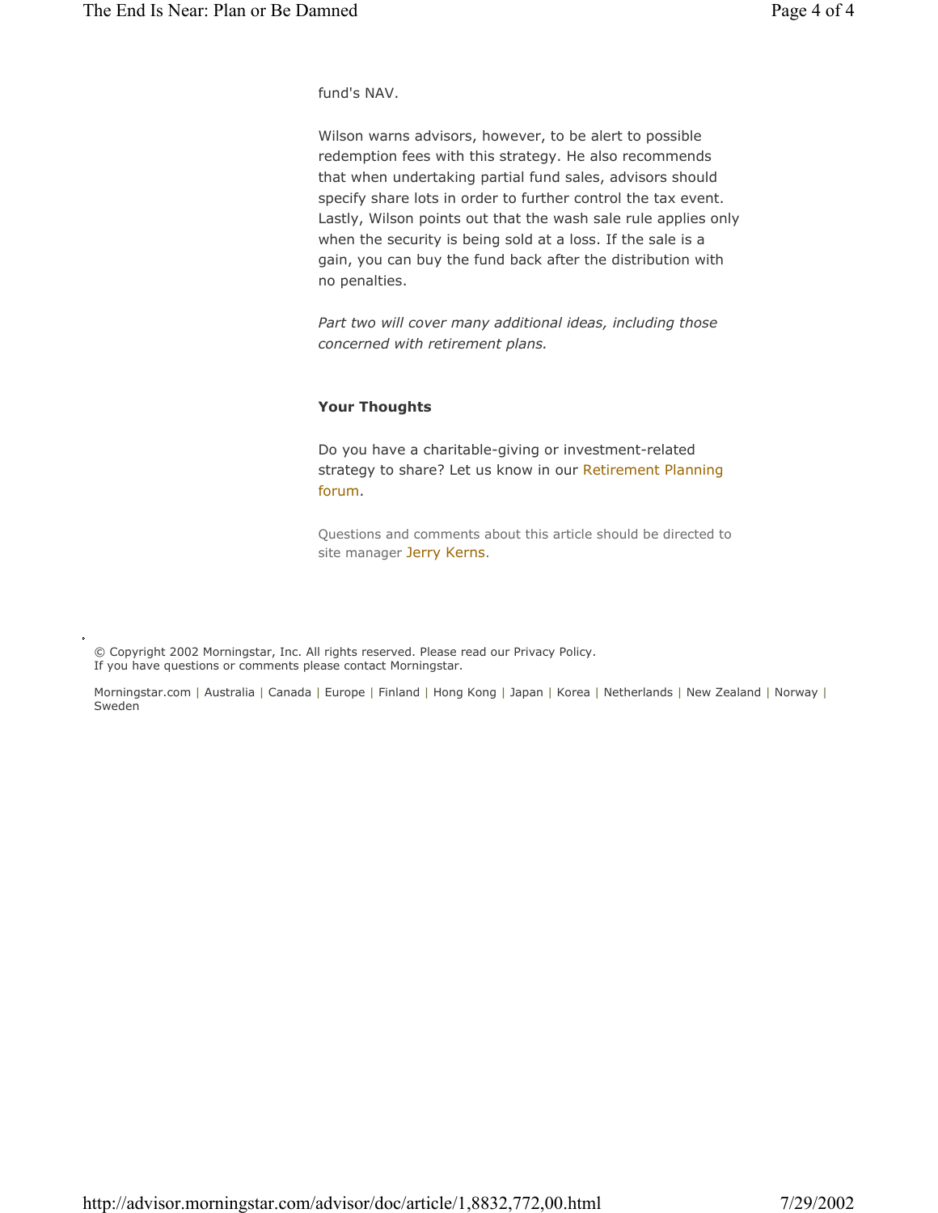fund's NAV.

Wilson warns advisors, however, to be alert to possible redemption fees with this strategy. He also recommends that when undertaking partial fund sales, advisors should specify share lots in order to further control the tax event. Lastly, Wilson points out that the wash sale rule applies only when the security is being sold at a loss. If the sale is a gain, you can buy the fund back after the distribution with no penalties.

*Part two will cover many additional ideas, including those concerned with retirement plans.*

**Your Thoughts**

Do you have a charitable-giving or investment-related strategy to share? Let us know in our Retirement Planning forum.

Questions and comments about this article should be directed to site manager Jerry Kerns.

© Copyright 2002 Morningstar, Inc. All rights reserved. Please read our Privacy Policy.
If you have questions or comments please contact Morningstar.

Morningstar.com | Australia | Canada | Europe | Finland | Hong Kong | Japan | Korea | Netherlands | New Zealand | Norway | Sweden